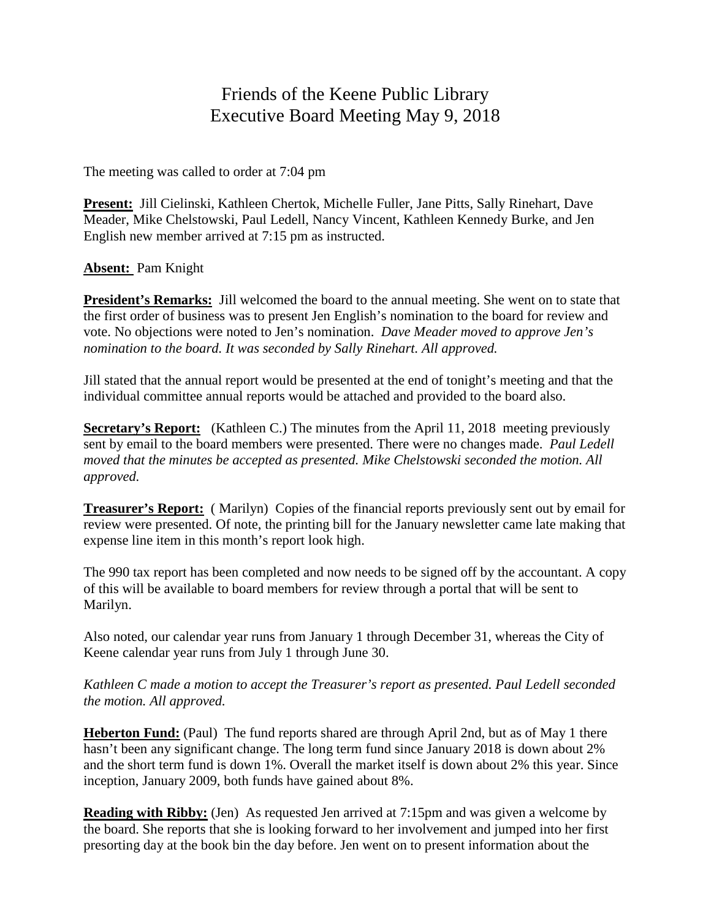# Friends of the Keene Public Library
# Executive Board Meeting May 9, 2018

The meeting was called to order at 7:04 pm

**Present:** Jill Cielinski, Kathleen Chertok, Michelle Fuller, Jane Pitts, Sally Rinehart, Dave Meader, Mike Chelstowski, Paul Ledell, Nancy Vincent, Kathleen Kennedy Burke, and Jen English new member arrived at 7:15 pm as instructed.

**Absent:** Pam Knight

**President's Remarks:** Jill welcomed the board to the annual meeting. She went on to state that the first order of business was to present Jen English's nomination to the board for review and vote. No objections were noted to Jen's nomination. *Dave Meader moved to approve Jen's nomination to the board. It was seconded by Sally Rinehart. All approved.*

Jill stated that the annual report would be presented at the end of tonight's meeting and that the individual committee annual reports would be attached and provided to the board also.

**Secretary's Report:** (Kathleen C.) The minutes from the April 11, 2018 meeting previously sent by email to the board members were presented. There were no changes made. *Paul Ledell moved that the minutes be accepted as presented. Mike Chelstowski seconded the motion. All approved.*

**Treasurer's Report:** ( Marilyn) Copies of the financial reports previously sent out by email for review were presented. Of note, the printing bill for the January newsletter came late making that expense line item in this month's report look high.

The 990 tax report has been completed and now needs to be signed off by the accountant. A copy of this will be available to board members for review through a portal that will be sent to Marilyn.

Also noted, our calendar year runs from January 1 through December 31, whereas the City of Keene calendar year runs from July 1 through June 30.

*Kathleen C made a motion to accept the Treasurer's report as presented. Paul Ledell seconded the motion. All approved.*

**Heberton Fund:** (Paul) The fund reports shared are through April 2nd, but as of May 1 there hasn't been any significant change. The long term fund since January 2018 is down about 2% and the short term fund is down 1%. Overall the market itself is down about 2% this year. Since inception, January 2009, both funds have gained about 8%.

**Reading with Ribby:** (Jen) As requested Jen arrived at 7:15pm and was given a welcome by the board. She reports that she is looking forward to her involvement and jumped into her first presorting day at the book bin the day before. Jen went on to present information about the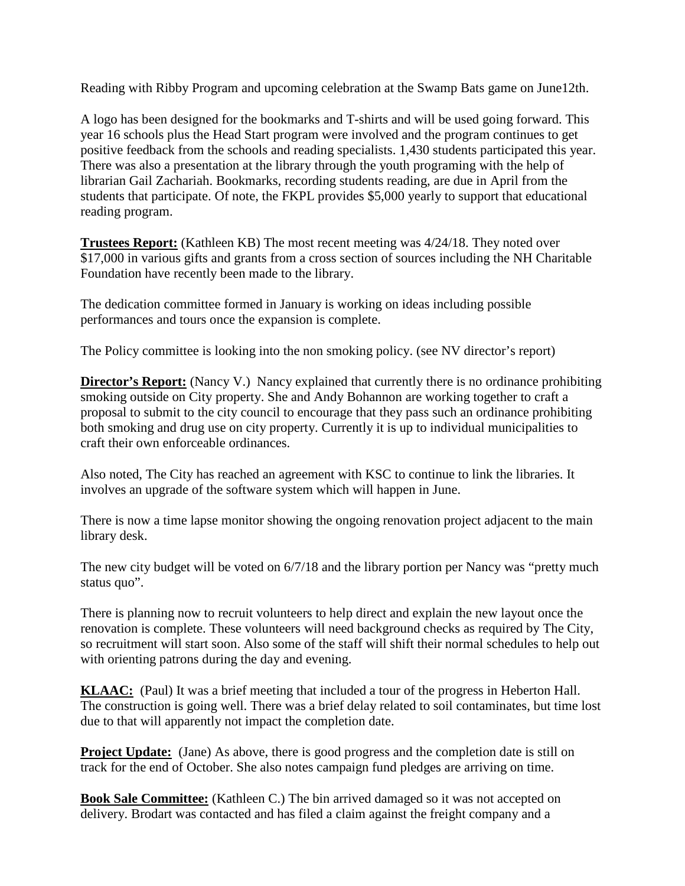Reading with Ribby Program and upcoming celebration at the Swamp Bats game on June12th.

A logo has been designed for the bookmarks and T-shirts and will be used going forward. This year 16 schools plus the Head Start program were involved and the program continues to get positive feedback from the schools and reading specialists. 1,430 students participated this year. There was also a presentation at the library through the youth programing with the help of librarian Gail Zachariah. Bookmarks, recording students reading, are due in April from the students that participate. Of note, the FKPL provides $5,000 yearly to support that educational reading program.

**Trustees Report:** (Kathleen KB) The most recent meeting was 4/24/18. They noted over $17,000 in various gifts and grants from a cross section of sources including the NH Charitable Foundation have recently been made to the library.

The dedication committee formed in January is working on ideas including possible performances and tours once the expansion is complete.

The Policy committee is looking into the non smoking policy. (see NV director's report)

**Director's Report:** (Nancy V.) Nancy explained that currently there is no ordinance prohibiting smoking outside on City property. She and Andy Bohannon are working together to craft a proposal to submit to the city council to encourage that they pass such an ordinance prohibiting both smoking and drug use on city property. Currently it is up to individual municipalities to craft their own enforceable ordinances.

Also noted, The City has reached an agreement with KSC to continue to link the libraries. It involves an upgrade of the software system which will happen in June.

There is now a time lapse monitor showing the ongoing renovation project adjacent to the main library desk.

The new city budget will be voted on 6/7/18 and the library portion per Nancy was "pretty much status quo".

There is planning now to recruit volunteers to help direct and explain the new layout once the renovation is complete. These volunteers will need background checks as required by The City, so recruitment will start soon. Also some of the staff will shift their normal schedules to help out with orienting patrons during the day and evening.

**KLAAC:** (Paul) It was a brief meeting that included a tour of the progress in Heberton Hall. The construction is going well. There was a brief delay related to soil contaminates, but time lost due to that will apparently not impact the completion date.

**Project Update:** (Jane) As above, there is good progress and the completion date is still on track for the end of October. She also notes campaign fund pledges are arriving on time.

**Book Sale Committee:** (Kathleen C.) The bin arrived damaged so it was not accepted on delivery. Brodart was contacted and has filed a claim against the freight company and a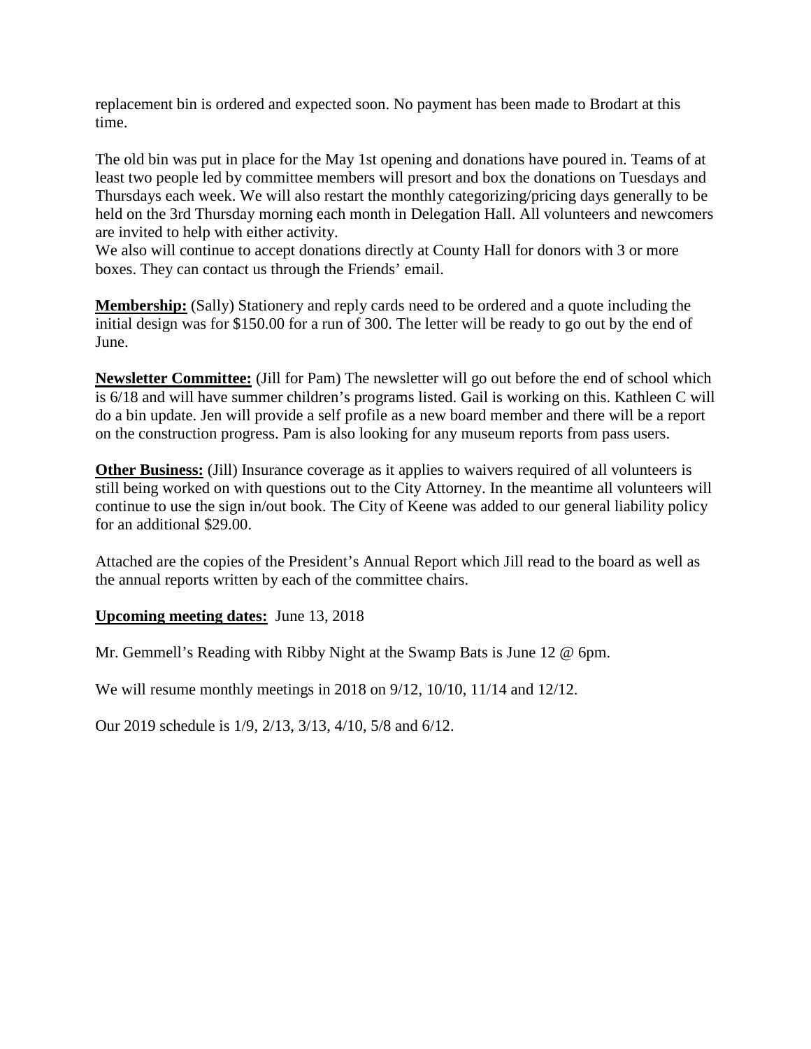replacement bin is ordered and expected soon. No payment has been made to Brodart at this time.

The old bin was put in place for the May 1st opening and donations have poured in. Teams of at least two people led by committee members will presort and box the donations on Tuesdays and Thursdays each week. We will also restart the monthly categorizing/pricing days generally to be held on the 3rd Thursday morning each month in Delegation Hall. All volunteers and newcomers are invited to help with either activity.
We also will continue to accept donations directly at County Hall for donors with 3 or more boxes. They can contact us through the Friends' email.

**Membership:** (Sally) Stationery and reply cards need to be ordered and a quote including the initial design was for $150.00 for a run of 300. The letter will be ready to go out by the end of June.

**Newsletter Committee:** (Jill for Pam) The newsletter will go out before the end of school which is 6/18 and will have summer children's programs listed. Gail is working on this. Kathleen C will do a bin update. Jen will provide a self profile as a new board member and there will be a report on the construction progress. Pam is also looking for any museum reports from pass users.

**Other Business:** (Jill) Insurance coverage as it applies to waivers required of all volunteers is still being worked on with questions out to the City Attorney. In the meantime all volunteers will continue to use the sign in/out book. The City of Keene was added to our general liability policy for an additional $29.00.

Attached are the copies of the President's Annual Report which Jill read to the board as well as the annual reports written by each of the committee chairs.

**Upcoming meeting dates:** June 13, 2018

Mr. Gemmell's Reading with Ribby Night at the Swamp Bats is June 12 @ 6pm.

We will resume monthly meetings in 2018 on 9/12, 10/10, 11/14 and 12/12.

Our 2019 schedule is 1/9, 2/13, 3/13, 4/10, 5/8 and 6/12.